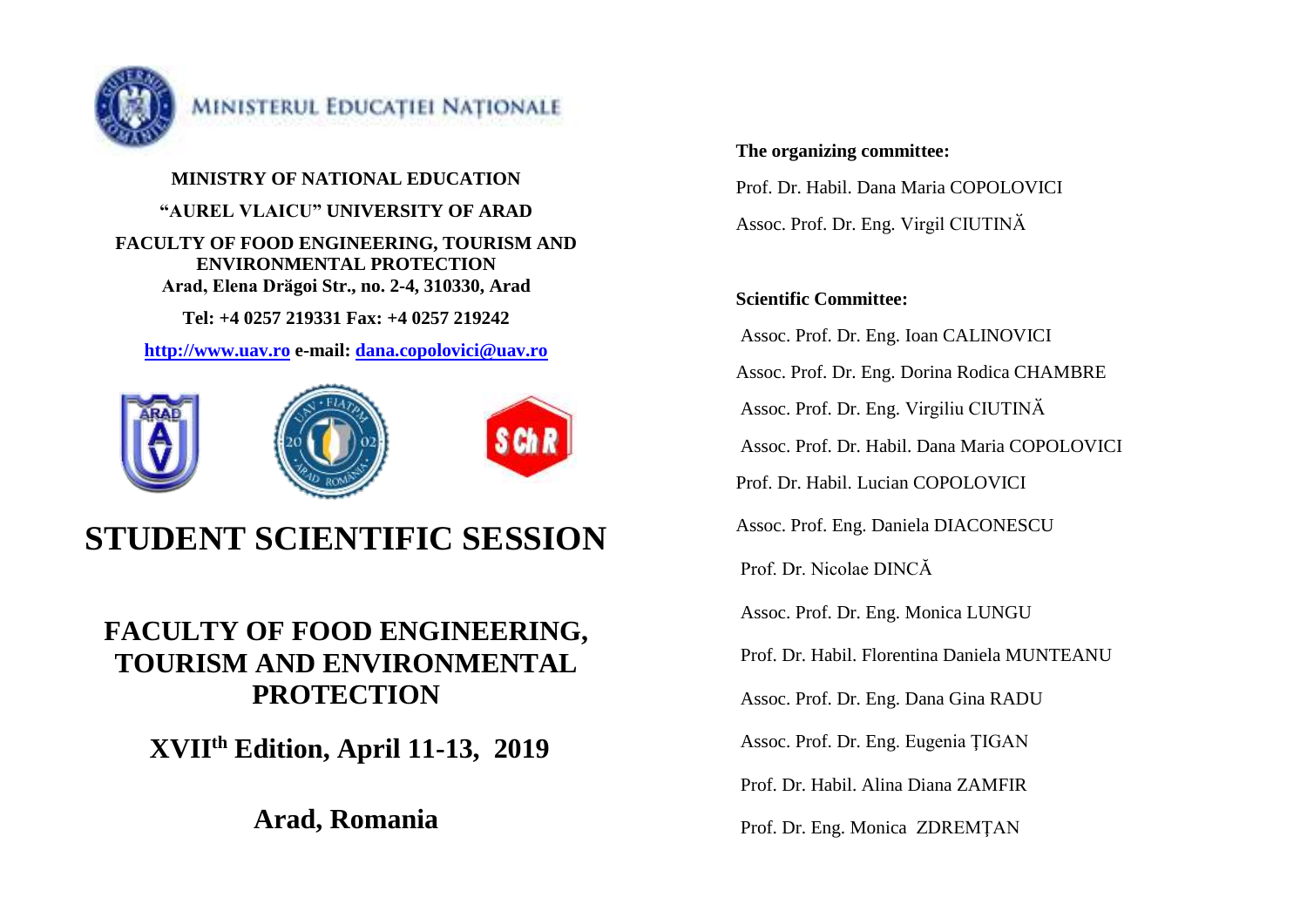MINISTERUL EDUCAȚIEI NAȚIONALE

**MINISTRY OF NATIONAL EDUCATION**

**"AUREL VLAICU" UNIVERSITY OF ARAD**

**FACULTY OF FOOD ENGINEERING, TOURISM AND ENVIRONMENTAL PROTECTION**
**Arad, Elena Drăgoi Str., no. 2-4, 310330, Arad**

**Tel: +4 0257 219331 Fax: +4 0257 219242**

**http://www.uav.ro e-mail: dana.copolovici@uav.ro**

# STUDENT SCIENTIFIC SESSION

## FACULTY OF FOOD ENGINEERING, TOURISM AND ENVIRONMENTAL PROTECTION

## XVII[th] Edition, April 11-13, 2019

## Arad, Romania

**The organizing committee:**

Prof. Dr. Habil. Dana Maria COPOLOVICI

Assoc. Prof. Dr. Eng. Virgil CIUTINĂ

**Scientific Committee:**

Assoc. Prof. Dr. Eng. Ioan CALINOVICI

Assoc. Prof. Dr. Eng. Dorina Rodica CHAMBRE

Assoc. Prof. Dr. Eng. Virgiliu CIUTINĂ

Assoc. Prof. Dr. Habil. Dana Maria COPOLOVICI

Prof. Dr. Habil. Lucian COPOLOVICI

Assoc. Prof. Eng. Daniela DIACONESCU

Prof. Dr. Nicolae DINCĂ

Assoc. Prof. Dr. Eng. Monica LUNGU

Prof. Dr. Habil. Florentina Daniela MUNTEANU

Assoc. Prof. Dr. Eng. Dana Gina RADU

Assoc. Prof. Dr. Eng. Eugenia ȚIGAN

Prof. Dr. Habil. Alina Diana ZAMFIR

Prof. Dr. Eng. Monica ZDREMȚAN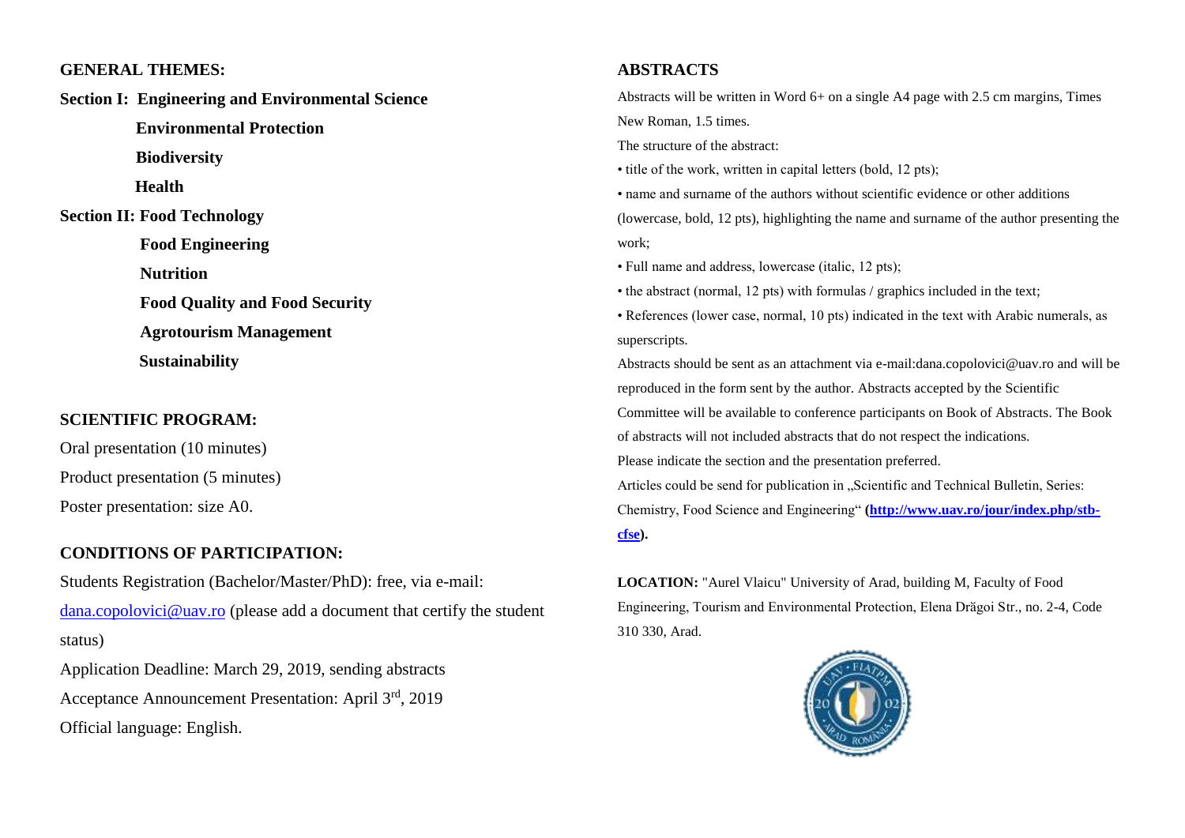## GENERAL THEMES:

**Section I: Engineering and Environmental Science**

- **Environmental Protection**
- **Biodiversity**
- **Health**

**Section II: Food Technology**

- **Food Engineering**
- **Nutrition**
- **Food Quality and Food Security**
- **Agrotourism Management**
- **Sustainability**

## SCIENTIFIC PROGRAM:

Oral presentation (10 minutes)

Product presentation (5 minutes)

Poster presentation: size A0.

## CONDITIONS OF PARTICIPATION:

Students Registration (Bachelor/Master/PhD): free, via e-mail: dana.copolovici@uav.ro (please add a document that certify the student status)

Application Deadline: March 29, 2019, sending abstracts

Acceptance Announcement Presentation: April 3rd, 2019

Official language: English.

## ABSTRACTS

Abstracts will be written in Word 6+ on a single A4 page with 2.5 cm margins, Times New Roman, 1.5 times.

The structure of the abstract:

- title of the work, written in capital letters (bold, 12 pts);
- name and surname of the authors without scientific evidence or other additions (lowercase, bold, 12 pts), highlighting the name and surname of the author presenting the work;
- Full name and address, lowercase (italic, 12 pts);
- the abstract (normal, 12 pts) with formulas / graphics included in the text;
- References (lower case, normal, 10 pts) indicated in the text with Arabic numerals, as superscripts.

Abstracts should be sent as an attachment via e-mail:dana.copolovici@uav.ro and will be reproduced in the form sent by the author. Abstracts accepted by the Scientific Committee will be available to conference participants on Book of Abstracts. The Book of abstracts will not included abstracts that do not respect the indications.

Please indicate the section and the presentation preferred.

Articles could be send for publication in „Scientific and Technical Bulletin, Series: Chemistry, Food Science and Engineering“ **(http://www.uav.ro/jour/index.php/stb-cfse).**

**LOCATION:** "Aurel Vlaicu" University of Arad, building M, Faculty of Food Engineering, Tourism and Environmental Protection, Elena Drăgoi Str., no. 2-4, Code 310 330, Arad.